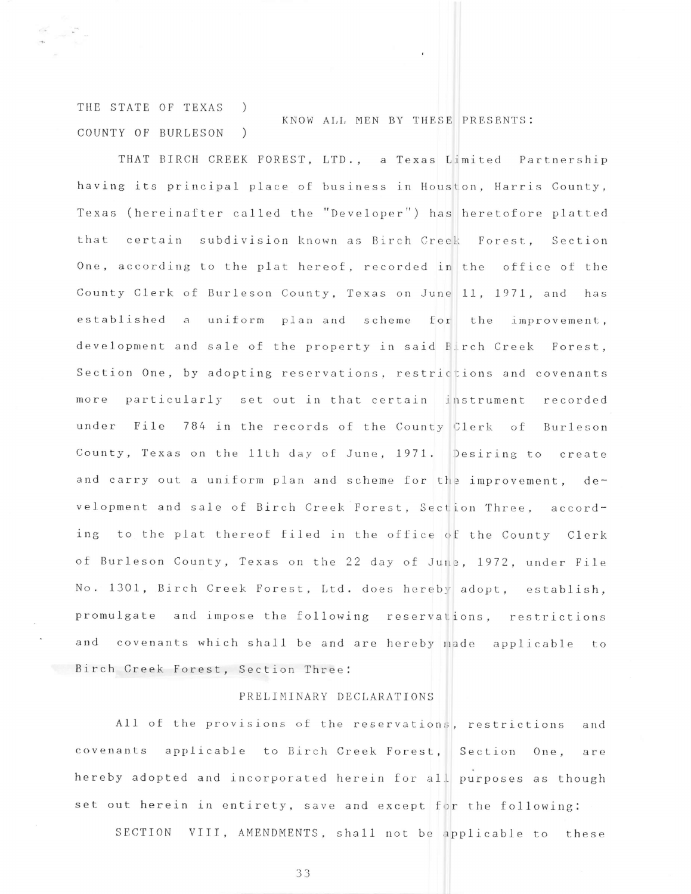THE STATE OF TEXAS )
COUNTY OF BURLESON ) KNOW ALL MEN BY THESE PRESENTS:

THAT BIRCH CREEK FOREST, LTD., a Texas Limited Partnership having its principal place of business in Houston, Harris County, Texas (hereinafter called the "Developer") has heretofore platted that certain subdivision known as Birch Creek Forest, Section One, according to the plat hereof, recorded in the office of the County Clerk of Burleson County, Texas on June 11, 1971, and has established a uniform plan and scheme for the improvement, development and sale of the property in said Birch Creek Forest, Section One, by adopting reservations, restrictions and covenants more particularly set out in that certain instrument recorded under File 784 in the records of the County Clerk of Burleson County, Texas on the 11th day of June, 1971. Desiring to create and carry out a uniform plan and scheme for the improvement, development and sale of Birch Creek Forest, Section Three, according to the plat thereof filed in the office of the County Clerk of Burleson County, Texas on the 22 day of June, 1972, under File No. 1301, Birch Creek Forest, Ltd. does hereby adopt, establish, promulgate and impose the following reservations, restrictions and covenants which shall be and are hereby made applicable to Birch Creek Forest, Section Three:

## PRELIMINARY DECLARATIONS

All of the provisions of the reservations, restrictions and covenants applicable to Birch Creek Forest, Section One, are hereby adopted and incorporated herein for all purposes as though set out herein in entirety, save and except for the following:

SECTION VIII, AMENDMENTS, shall not be applicable to these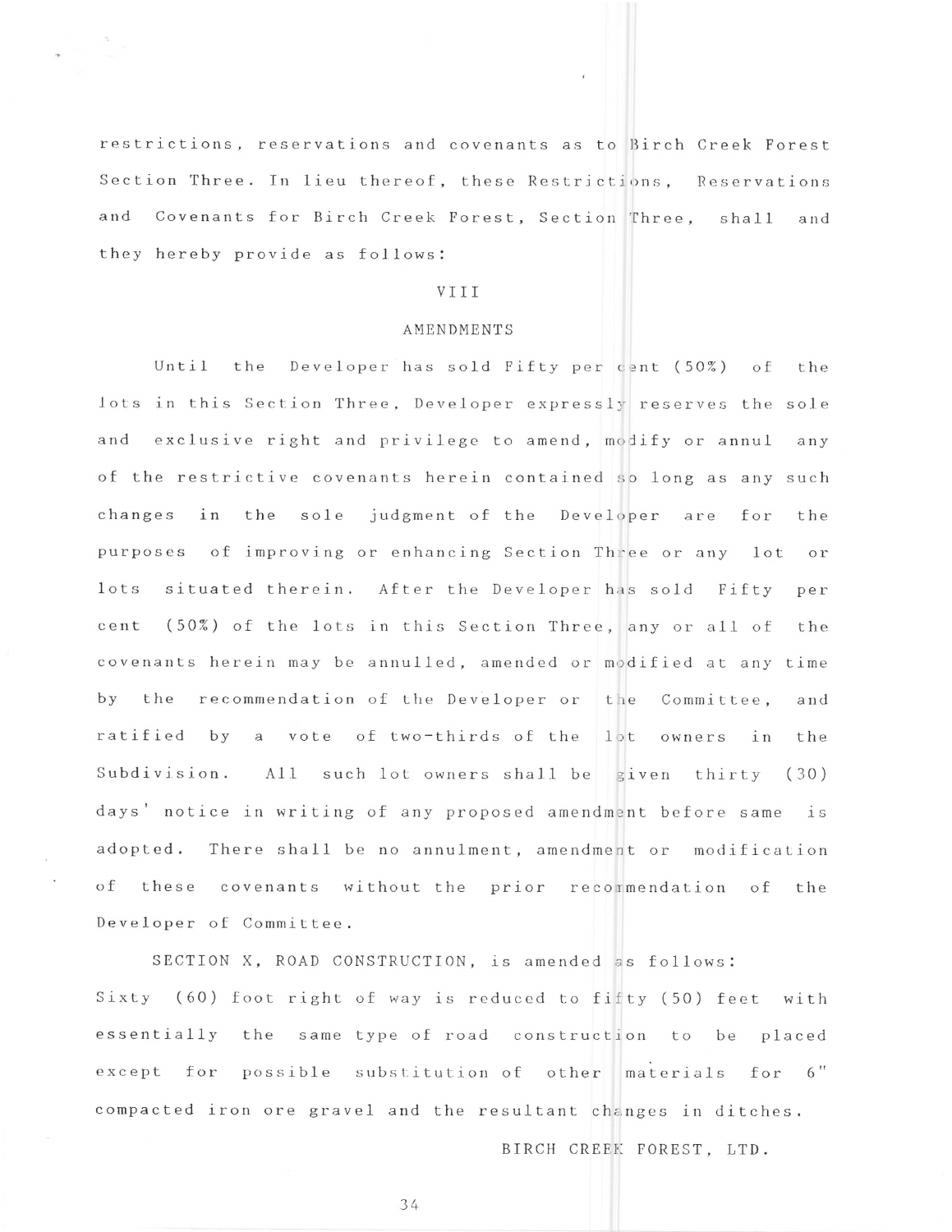restrictions, reservations and covenants as to Birch Creek Forest Section Three. In lieu thereof, these Restrictions, Reservations and Covenants for Birch Creek Forest, Section Three, shall and they hereby provide as follows:

VIII

AMENDMENTS

Until the Developer has sold Fifty per cent (50%) of the lots in this Section Three, Developer expressly reserves the sole and exclusive right and privilege to amend, modify or annul any of the restrictive covenants herein contained so long as any such changes in the sole judgment of the Developer are for the purposes of improving or enhancing Section Three or any lot or lots situated therein. After the Developer has sold Fifty per cent (50%) of the lots in this Section Three, any or all of the covenants herein may be annulled, amended or modified at any time by the recommendation of the Developer or the Committee, and ratified by a vote of two-thirds of the lot owners in the Subdivision. All such lot owners shall be given thirty (30) days' notice in writing of any proposed amendment before same is adopted. There shall be no annulment, amendment or modification of these covenants without the prior recommendation of the Developer of Committee.

SECTION X, ROAD CONSTRUCTION, is amended as follows: Sixty (60) foot right of way is reduced to fifty (50) feet with essentially the same type of road construction to be placed except for possible substitution of other materials for 6" compacted iron ore gravel and the resultant changes in ditches.

BIRCH CREEK FOREST, LTD.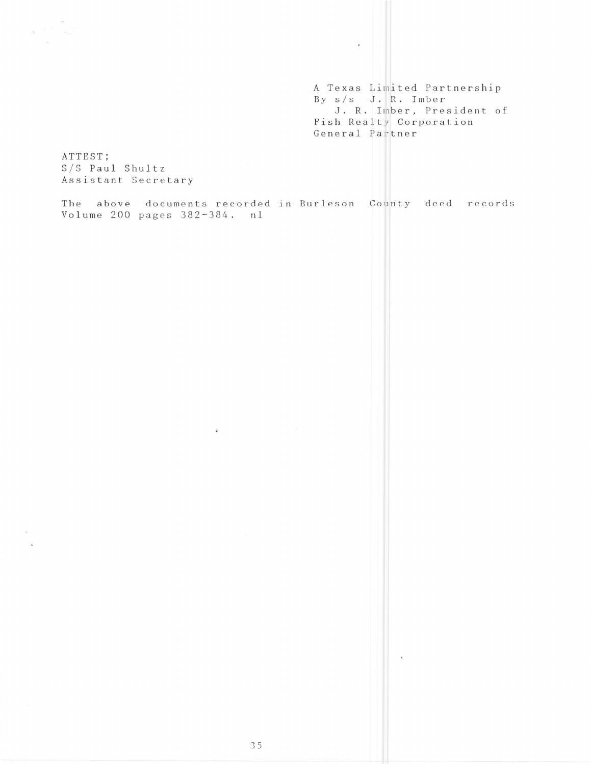A Texas Limited Partnership
By s/s J. R. Imber
J. R. Imber, President of
Fish Realty Corporation
General Partner

ATTEST;
S/S Paul Shultz
Assistant Secretary

The above documents recorded in Burleson County deed records Volume 200 pages 382-384. nl